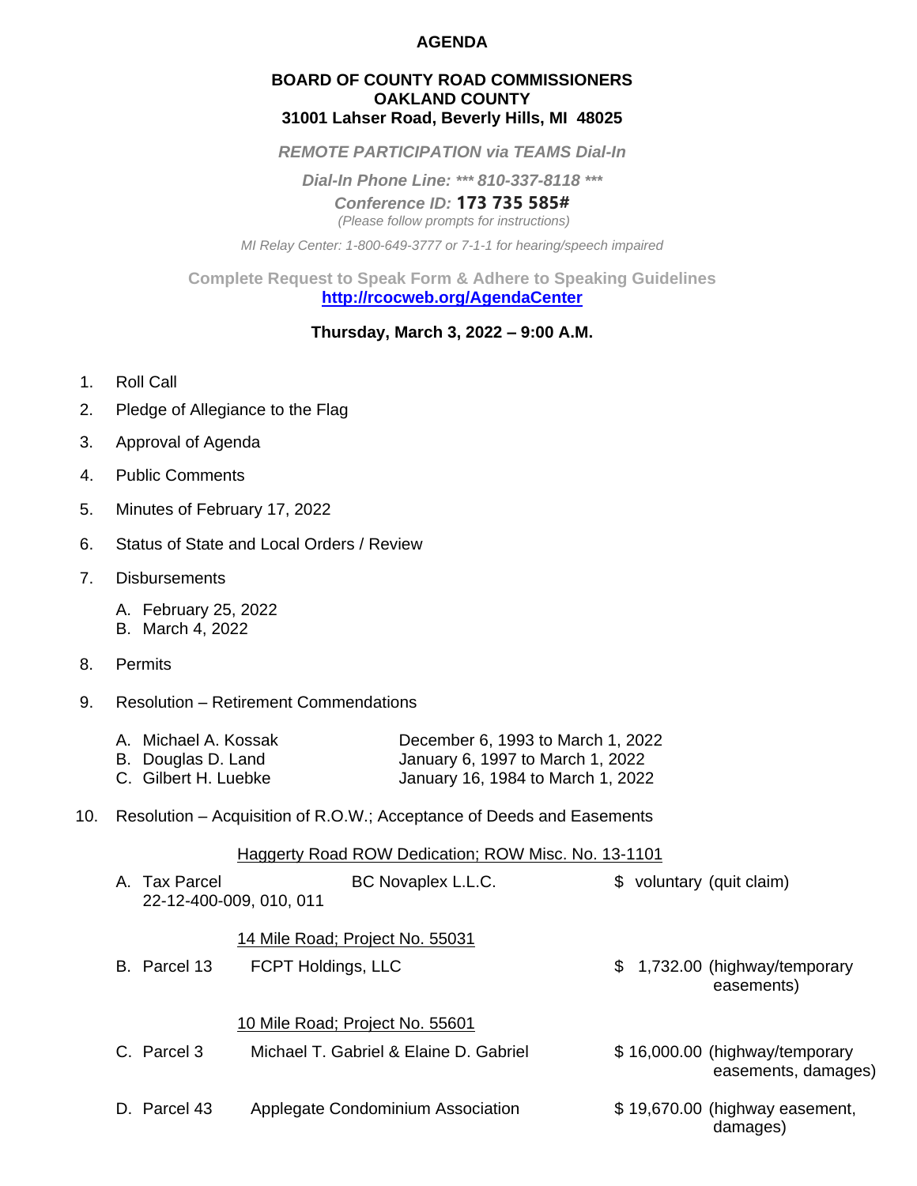# AGENDA

**BOARD OF COUNTY ROAD COMMISSIONERS**
**OAKLAND COUNTY**
**31001 Lahser Road, Beverly Hills, MI 48025**

***REMOTE PARTICIPATION via TEAMS Dial-In***

***Dial-In Phone Line: *** 810-337-8118 ****

***Conference ID:*** **173 735 585#**

*(Please follow prompts for instructions)*

*MI Relay Center: 1-800-649-3777 or 7-1-1 for hearing/speech impaired*

**Complete Request to Speak Form & Adhere to Speaking Guidelines**
**[http://rcocweb.org/AgendaCenter](http://rcocweb.org/AgendaCenter)**

**Thursday, March 3, 2022 – 9:00 A.M.**

1. Roll Call
2. Pledge of Allegiance to the Flag
3. Approval of Agenda
4. Public Comments
5. Minutes of February 17, 2022
6. Status of State and Local Orders / Review
7. Disbursements
   - A. February 25, 2022
   - B. March 4, 2022
8. Permits
9. Resolution – Retirement Commendations

| | |
|---|---|
| A. Michael A. Kossak | December 6, 1993 to March 1, 2022 |
| B. Douglas D. Land | January 6, 1997 to March 1, 2022 |
| C. Gilbert H. Luebke | January 16, 1984 to March 1, 2022 |

10. Resolution – Acquisition of R.O.W.; Acceptance of Deeds and Easements

<u>Haggerty Road ROW Dedication; ROW Misc. No. 13-1101</u>

| | | | |
|---|---|---|---|
| A. Tax Parcel 22-12-400-009, 010, 011 | BC Novaplex L.L.C. | $ voluntary | (quit claim) |

<u>14 Mile Road; Project No. 55031</u>

| | | | |
|---|---|---|---|
| B. Parcel 13 | FCPT Holdings, LLC | $ 1,732.00 | (highway/temporary easements) |

<u>10 Mile Road; Project No. 55601</u>

| | | | |
|---|---|---|---|
| C. Parcel 3 | Michael T. Gabriel & Elaine D. Gabriel | $ 16,000.00 | (highway/temporary easements, damages) |
| D. Parcel 43 | Applegate Condominium Association | $ 19,670.00 | (highway easement, damages) |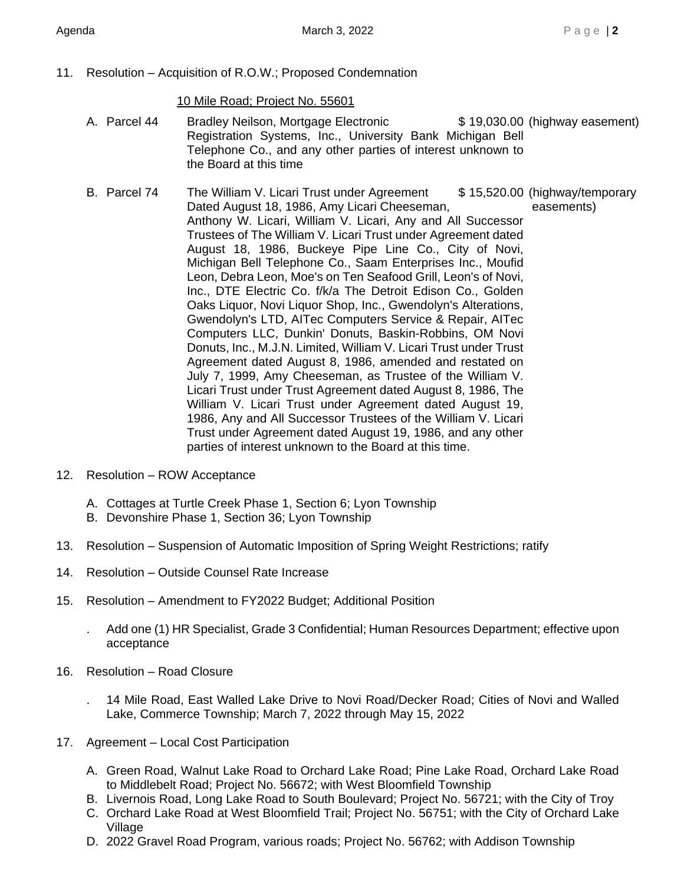11. Resolution – Acquisition of R.O.W.; Proposed Condemnation

    10 Mile Road; Project No. 55601

    A. Parcel 44 — Bradley Neilson, Mortgage Electronic Registration Systems, Inc., University Bank Michigan Bell Telephone Co., and any other parties of interest unknown to the Board at this time — $ 19,030.00 (highway easement)

    B. Parcel 74 — The William V. Licari Trust under Agreement Dated August 18, 1986, Amy Licari Cheeseman, Anthony W. Licari, William V. Licari, Any and All Successor Trustees of The William V. Licari Trust under Agreement dated August 18, 1986, Buckeye Pipe Line Co., City of Novi, Michigan Bell Telephone Co., Saam Enterprises Inc., Moufid Leon, Debra Leon, Moe's on Ten Seafood Grill, Leon's of Novi, Inc., DTE Electric Co. f/k/a The Detroit Edison Co., Golden Oaks Liquor, Novi Liquor Shop, Inc., Gwendolyn's Alterations, Gwendolyn's LTD, AITec Computers Service & Repair, AITec Computers LLC, Dunkin' Donuts, Baskin-Robbins, OM Novi Donuts, Inc., M.J.N. Limited, William V. Licari Trust under Trust Agreement dated August 8, 1986, amended and restated on July 7, 1999, Amy Cheeseman, as Trustee of the William V. Licari Trust under Trust Agreement dated August 8, 1986, The William V. Licari Trust under Agreement dated August 19, 1986, Any and All Successor Trustees of the William V. Licari Trust under Agreement dated August 19, 1986, and any other parties of interest unknown to the Board at this time. — $ 15,520.00 (highway/temporary easements)

12. Resolution – ROW Acceptance

    A. Cottages at Turtle Creek Phase 1, Section 6; Lyon Township
    B. Devonshire Phase 1, Section 36; Lyon Township

13. Resolution – Suspension of Automatic Imposition of Spring Weight Restrictions; ratify

14. Resolution – Outside Counsel Rate Increase

15. Resolution – Amendment to FY2022 Budget; Additional Position

    . Add one (1) HR Specialist, Grade 3 Confidential; Human Resources Department; effective upon acceptance

16. Resolution – Road Closure

    . 14 Mile Road, East Walled Lake Drive to Novi Road/Decker Road; Cities of Novi and Walled Lake, Commerce Township; March 7, 2022 through May 15, 2022

17. Agreement – Local Cost Participation

    A. Green Road, Walnut Lake Road to Orchard Lake Road; Pine Lake Road, Orchard Lake Road to Middlebelt Road; Project No. 56672; with West Bloomfield Township
    B. Livernois Road, Long Lake Road to South Boulevard; Project No. 56721; with the City of Troy
    C. Orchard Lake Road at West Bloomfield Trail; Project No. 56751; with the City of Orchard Lake Village
    D. 2022 Gravel Road Program, various roads; Project No. 56762; with Addison Township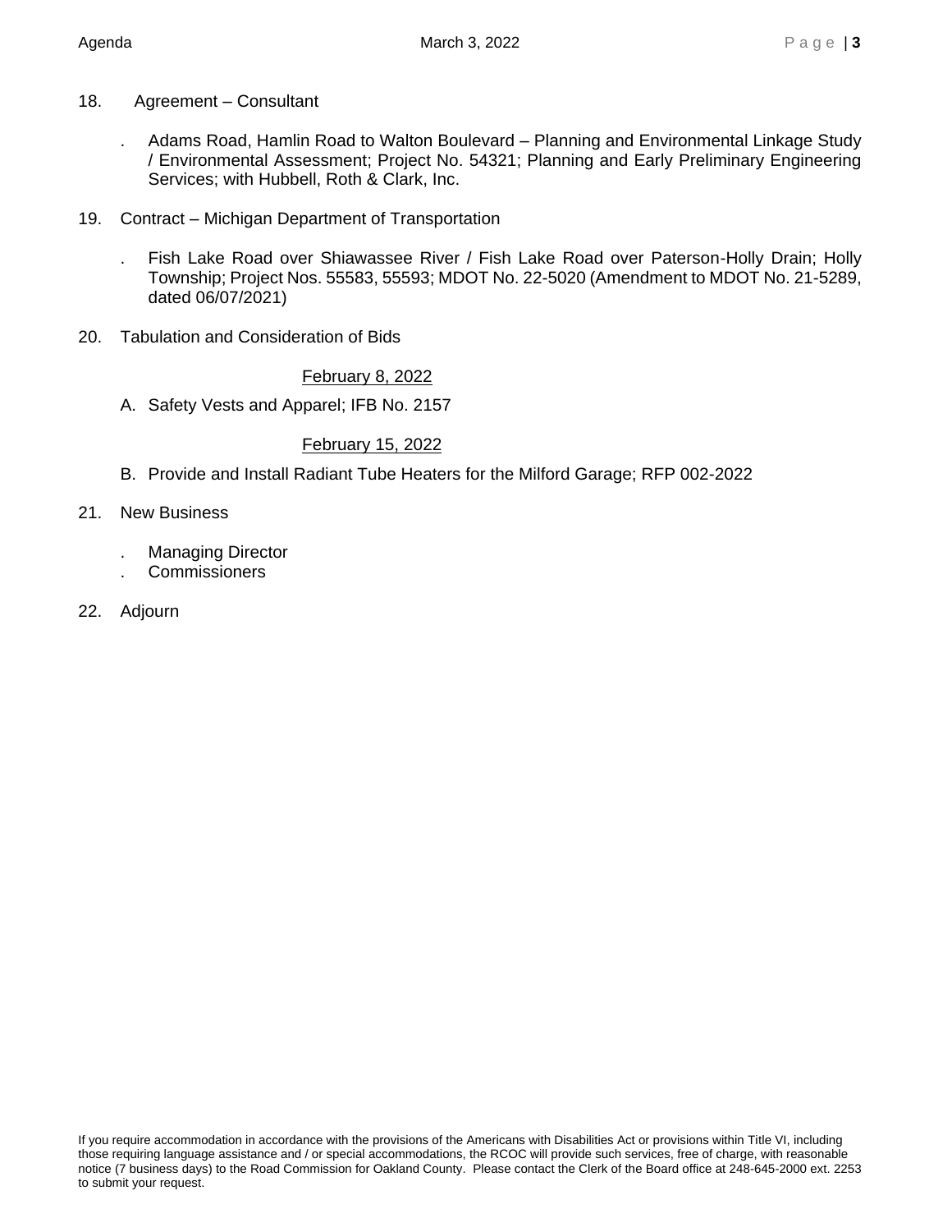18. Agreement – Consultant

    . Adams Road, Hamlin Road to Walton Boulevard – Planning and Environmental Linkage Study / Environmental Assessment; Project No. 54321; Planning and Early Preliminary Engineering Services; with Hubbell, Roth & Clark, Inc.

19. Contract – Michigan Department of Transportation

    . Fish Lake Road over Shiawassee River / Fish Lake Road over Paterson-Holly Drain; Holly Township; Project Nos. 55583, 55593; MDOT No. 22-5020 (Amendment to MDOT No. 21-5289, dated 06/07/2021)

20. Tabulation and Consideration of Bids

    <u>February 8, 2022</u>

    A. Safety Vests and Apparel; IFB No. 2157

    <u>February 15, 2022</u>

    B. Provide and Install Radiant Tube Heaters for the Milford Garage; RFP 002-2022

21. New Business

    . Managing Director
    . Commissioners

22. Adjourn

If you require accommodation in accordance with the provisions of the Americans with Disabilities Act or provisions within Title VI, including those requiring language assistance and / or special accommodations, the RCOC will provide such services, free of charge, with reasonable notice (7 business days) to the Road Commission for Oakland County. Please contact the Clerk of the Board office at 248-645-2000 ext. 2253 to submit your request.